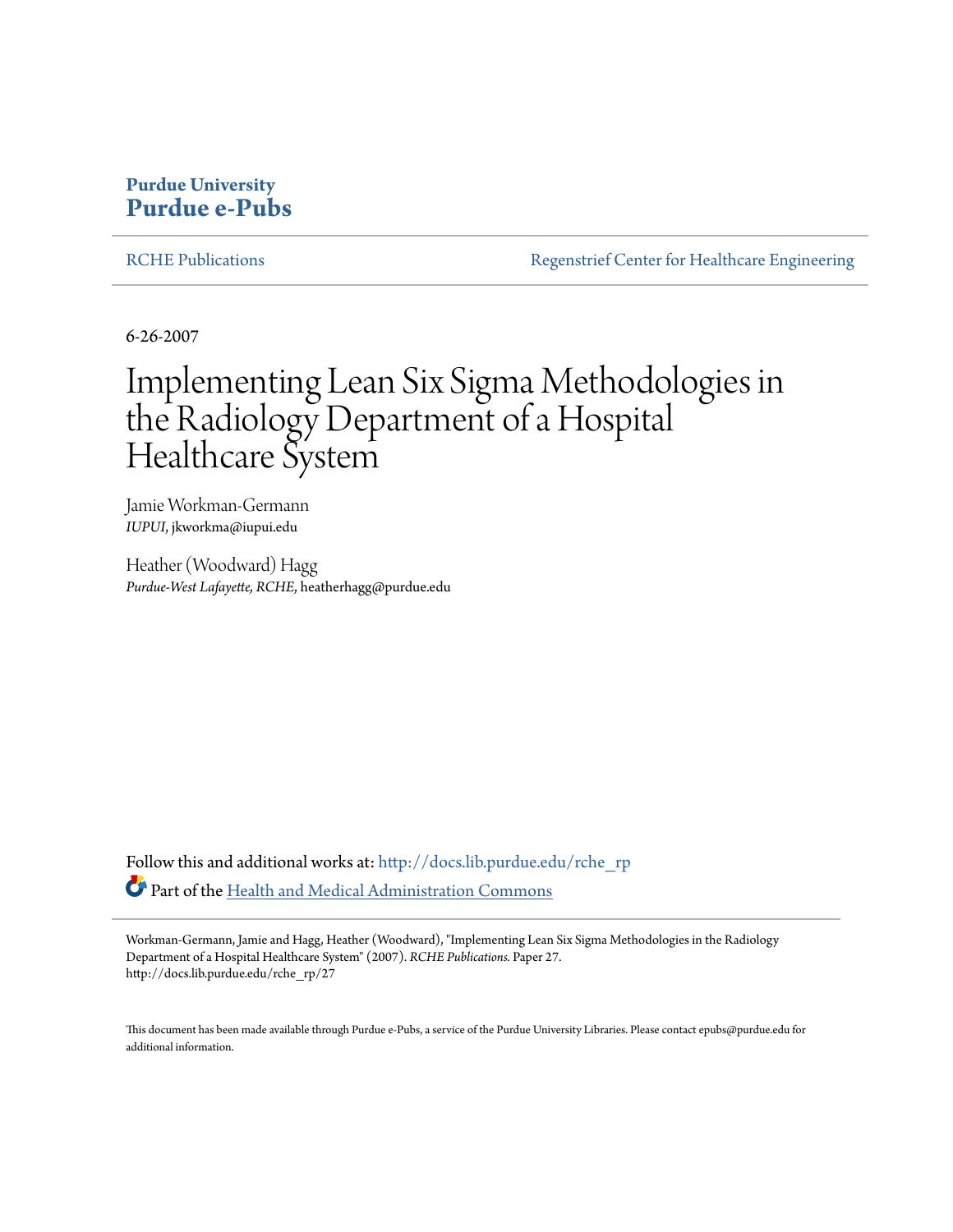**Purdue University**
**Purdue e-Pubs**

RCHE Publications | Regenstrief Center for Healthcare Engineering

6-26-2007

# Implementing Lean Six Sigma Methodologies in the Radiology Department of a Hospital Healthcare System

Jamie Workman-Germann
*IUPUI*, jkworkma@iupui.edu

Heather (Woodward) Hagg
*Purdue-West Lafayette, RCHE*, heatherhagg@purdue.edu

Follow this and additional works at: http://docs.lib.purdue.edu/rche_rp

Part of the Health and Medical Administration Commons

Workman-Germann, Jamie and Hagg, Heather (Woodward), "Implementing Lean Six Sigma Methodologies in the Radiology Department of a Hospital Healthcare System" (2007). *RCHE Publications.* Paper 27.
http://docs.lib.purdue.edu/rche_rp/27

This document has been made available through Purdue e-Pubs, a service of the Purdue University Libraries. Please contact epubs@purdue.edu for additional information.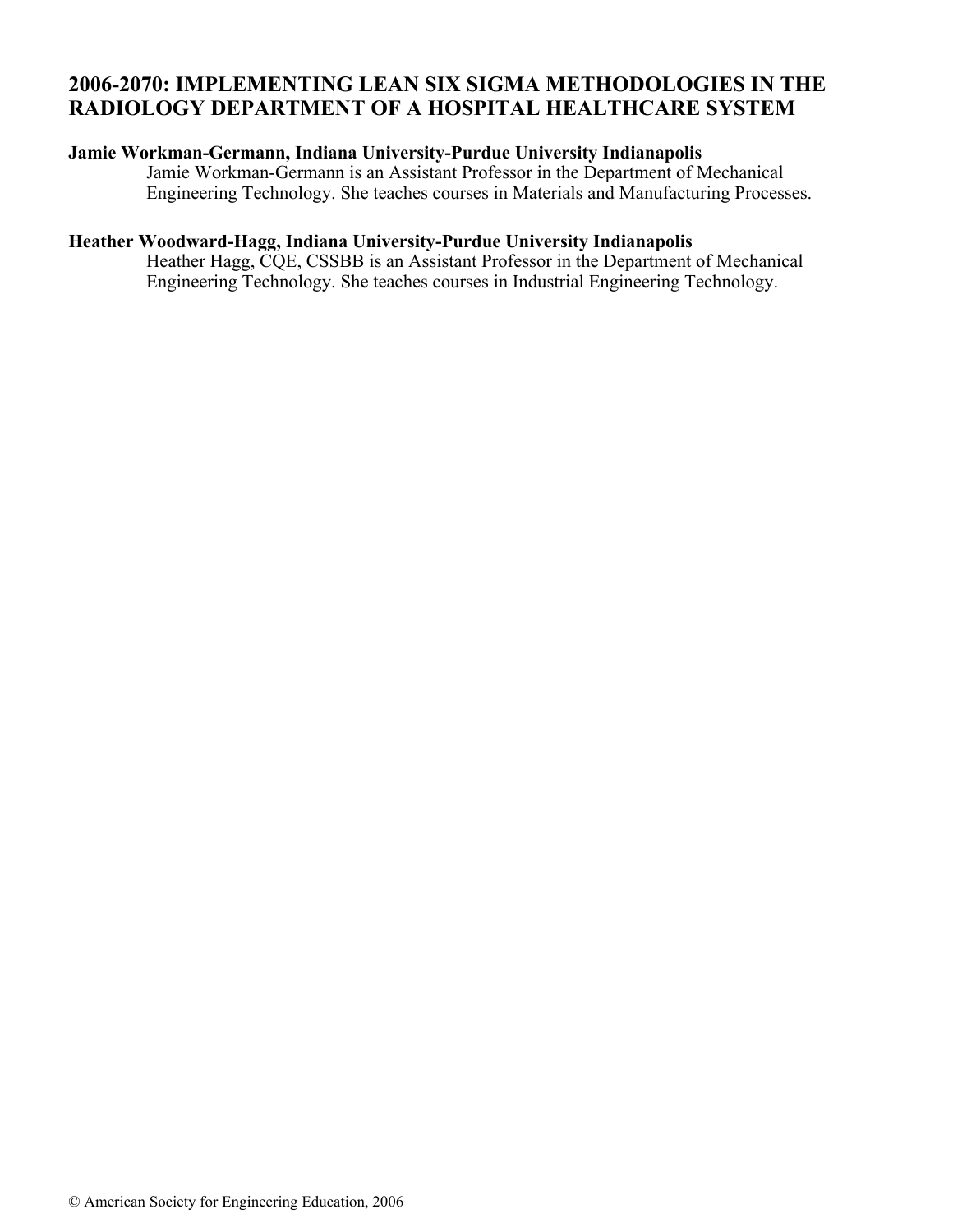# 2006-2070: IMPLEMENTING LEAN SIX SIGMA METHODOLOGIES IN THE RADIOLOGY DEPARTMENT OF A HOSPITAL HEALTHCARE SYSTEM

**Jamie Workman-Germann, Indiana University-Purdue University Indianapolis**

Jamie Workman-Germann is an Assistant Professor in the Department of Mechanical Engineering Technology. She teaches courses in Materials and Manufacturing Processes.

**Heather Woodward-Hagg, Indiana University-Purdue University Indianapolis**

Heather Hagg, CQE, CSSBB is an Assistant Professor in the Department of Mechanical Engineering Technology. She teaches courses in Industrial Engineering Technology.

© American Society for Engineering Education, 2006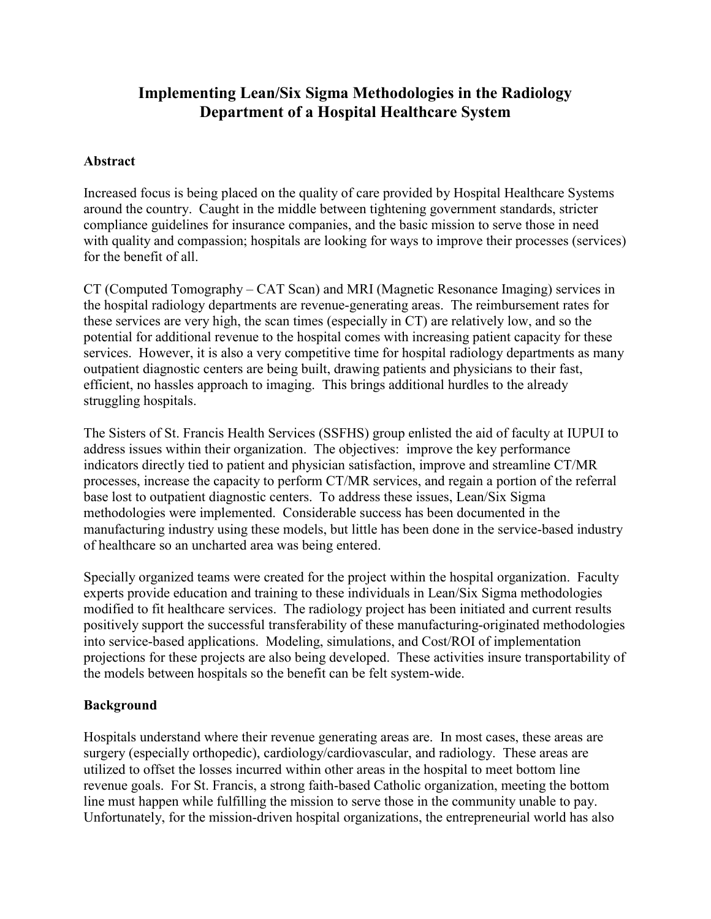# Implementing Lean/Six Sigma Methodologies in the Radiology Department of a Hospital Healthcare System

## Abstract

Increased focus is being placed on the quality of care provided by Hospital Healthcare Systems around the country. Caught in the middle between tightening government standards, stricter compliance guidelines for insurance companies, and the basic mission to serve those in need with quality and compassion; hospitals are looking for ways to improve their processes (services) for the benefit of all.

CT (Computed Tomography – CAT Scan) and MRI (Magnetic Resonance Imaging) services in the hospital radiology departments are revenue-generating areas. The reimbursement rates for these services are very high, the scan times (especially in CT) are relatively low, and so the potential for additional revenue to the hospital comes with increasing patient capacity for these services. However, it is also a very competitive time for hospital radiology departments as many outpatient diagnostic centers are being built, drawing patients and physicians to their fast, efficient, no hassles approach to imaging. This brings additional hurdles to the already struggling hospitals.

The Sisters of St. Francis Health Services (SSFHS) group enlisted the aid of faculty at IUPUI to address issues within their organization. The objectives: improve the key performance indicators directly tied to patient and physician satisfaction, improve and streamline CT/MR processes, increase the capacity to perform CT/MR services, and regain a portion of the referral base lost to outpatient diagnostic centers. To address these issues, Lean/Six Sigma methodologies were implemented. Considerable success has been documented in the manufacturing industry using these models, but little has been done in the service-based industry of healthcare so an uncharted area was being entered.

Specially organized teams were created for the project within the hospital organization. Faculty experts provide education and training to these individuals in Lean/Six Sigma methodologies modified to fit healthcare services. The radiology project has been initiated and current results positively support the successful transferability of these manufacturing-originated methodologies into service-based applications. Modeling, simulations, and Cost/ROI of implementation projections for these projects are also being developed. These activities insure transportability of the models between hospitals so the benefit can be felt system-wide.

## Background

Hospitals understand where their revenue generating areas are. In most cases, these areas are surgery (especially orthopedic), cardiology/cardiovascular, and radiology. These areas are utilized to offset the losses incurred within other areas in the hospital to meet bottom line revenue goals. For St. Francis, a strong faith-based Catholic organization, meeting the bottom line must happen while fulfilling the mission to serve those in the community unable to pay. Unfortunately, for the mission-driven hospital organizations, the entrepreneurial world has also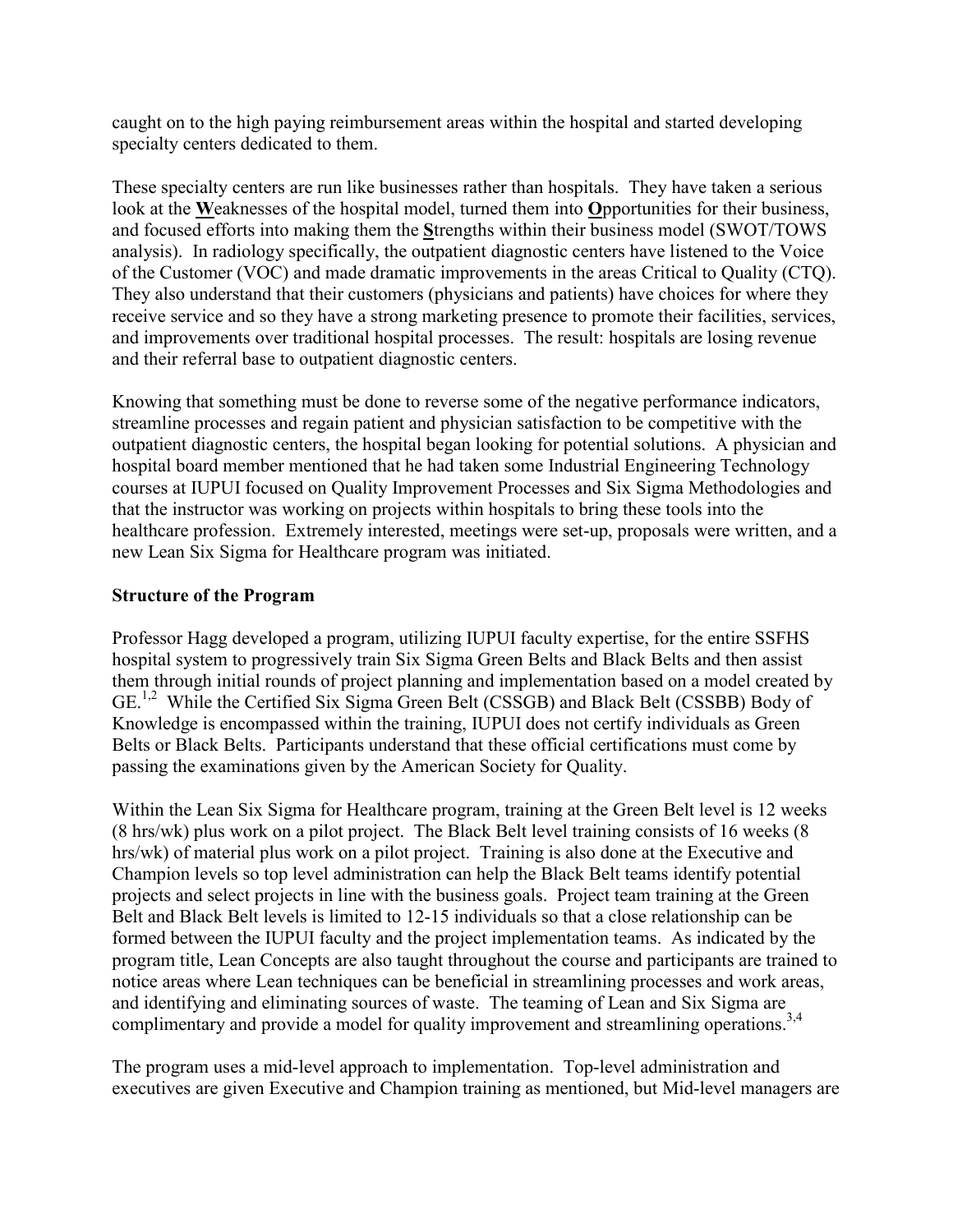caught on to the high paying reimbursement areas within the hospital and started developing specialty centers dedicated to them.

These specialty centers are run like businesses rather than hospitals. They have taken a serious look at the **W**eaknesses of the hospital model, turned them into **O**pportunities for their business, and focused efforts into making them the **S**trengths within their business model (SWOT/TOWS analysis). In radiology specifically, the outpatient diagnostic centers have listened to the Voice of the Customer (VOC) and made dramatic improvements in the areas Critical to Quality (CTQ). They also understand that their customers (physicians and patients) have choices for where they receive service and so they have a strong marketing presence to promote their facilities, services, and improvements over traditional hospital processes. The result: hospitals are losing revenue and their referral base to outpatient diagnostic centers.

Knowing that something must be done to reverse some of the negative performance indicators, streamline processes and regain patient and physician satisfaction to be competitive with the outpatient diagnostic centers, the hospital began looking for potential solutions. A physician and hospital board member mentioned that he had taken some Industrial Engineering Technology courses at IUPUI focused on Quality Improvement Processes and Six Sigma Methodologies and that the instructor was working on projects within hospitals to bring these tools into the healthcare profession. Extremely interested, meetings were set-up, proposals were written, and a new Lean Six Sigma for Healthcare program was initiated.

## Structure of the Program

Professor Hagg developed a program, utilizing IUPUI faculty expertise, for the entire SSFHS hospital system to progressively train Six Sigma Green Belts and Black Belts and then assist them through initial rounds of project planning and implementation based on a model created by GE.[1,2] While the Certified Six Sigma Green Belt (CSSGB) and Black Belt (CSSBB) Body of Knowledge is encompassed within the training, IUPUI does not certify individuals as Green Belts or Black Belts. Participants understand that these official certifications must come by passing the examinations given by the American Society for Quality.

Within the Lean Six Sigma for Healthcare program, training at the Green Belt level is 12 weeks (8 hrs/wk) plus work on a pilot project. The Black Belt level training consists of 16 weeks (8 hrs/wk) of material plus work on a pilot project. Training is also done at the Executive and Champion levels so top level administration can help the Black Belt teams identify potential projects and select projects in line with the business goals. Project team training at the Green Belt and Black Belt levels is limited to 12-15 individuals so that a close relationship can be formed between the IUPUI faculty and the project implementation teams. As indicated by the program title, Lean Concepts are also taught throughout the course and participants are trained to notice areas where Lean techniques can be beneficial in streamlining processes and work areas, and identifying and eliminating sources of waste. The teaming of Lean and Six Sigma are complimentary and provide a model for quality improvement and streamlining operations.[3,4]

The program uses a mid-level approach to implementation. Top-level administration and executives are given Executive and Champion training as mentioned, but Mid-level managers are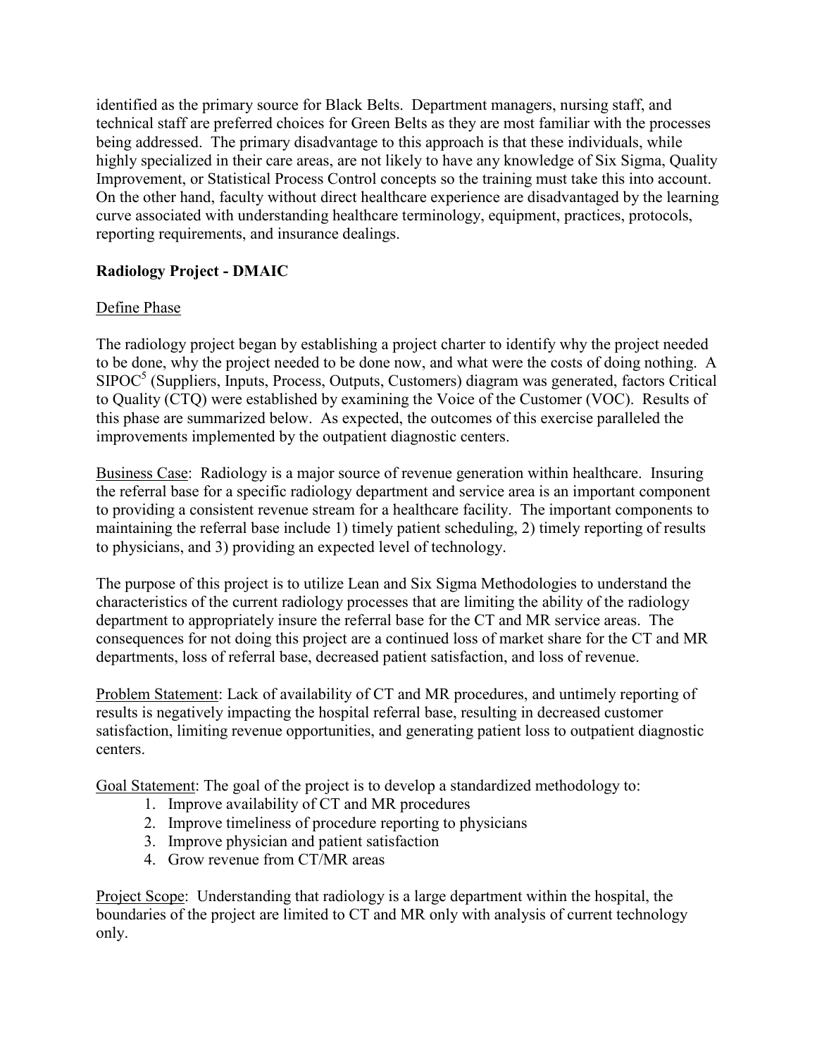identified as the primary source for Black Belts. Department managers, nursing staff, and technical staff are preferred choices for Green Belts as they are most familiar with the processes being addressed. The primary disadvantage to this approach is that these individuals, while highly specialized in their care areas, are not likely to have any knowledge of Six Sigma, Quality Improvement, or Statistical Process Control concepts so the training must take this into account. On the other hand, faculty without direct healthcare experience are disadvantaged by the learning curve associated with understanding healthcare terminology, equipment, practices, protocols, reporting requirements, and insurance dealings.

## Radiology Project - DMAIC

### Define Phase

The radiology project began by establishing a project charter to identify why the project needed to be done, why the project needed to be done now, and what were the costs of doing nothing. A SIPOC[5] (Suppliers, Inputs, Process, Outputs, Customers) diagram was generated, factors Critical to Quality (CTQ) were established by examining the Voice of the Customer (VOC). Results of this phase are summarized below. As expected, the outcomes of this exercise paralleled the improvements implemented by the outpatient diagnostic centers.

Business Case: Radiology is a major source of revenue generation within healthcare. Insuring the referral base for a specific radiology department and service area is an important component to providing a consistent revenue stream for a healthcare facility. The important components to maintaining the referral base include 1) timely patient scheduling, 2) timely reporting of results to physicians, and 3) providing an expected level of technology.

The purpose of this project is to utilize Lean and Six Sigma Methodologies to understand the characteristics of the current radiology processes that are limiting the ability of the radiology department to appropriately insure the referral base for the CT and MR service areas. The consequences for not doing this project are a continued loss of market share for the CT and MR departments, loss of referral base, decreased patient satisfaction, and loss of revenue.

Problem Statement: Lack of availability of CT and MR procedures, and untimely reporting of results is negatively impacting the hospital referral base, resulting in decreased customer satisfaction, limiting revenue opportunities, and generating patient loss to outpatient diagnostic centers.

Goal Statement: The goal of the project is to develop a standardized methodology to:

1. Improve availability of CT and MR procedures
2. Improve timeliness of procedure reporting to physicians
3. Improve physician and patient satisfaction
4. Grow revenue from CT/MR areas

Project Scope: Understanding that radiology is a large department within the hospital, the boundaries of the project are limited to CT and MR only with analysis of current technology only.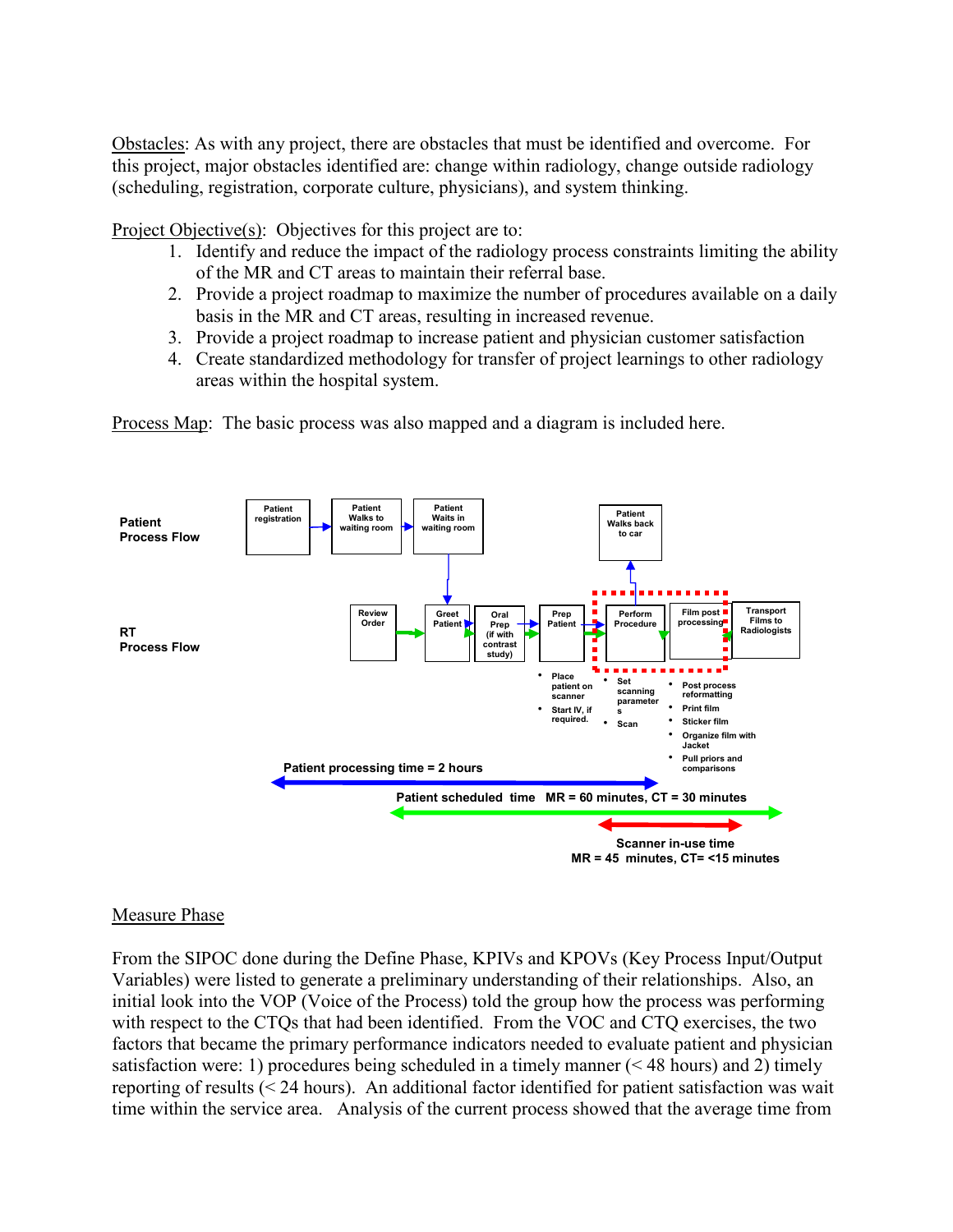Obstacles: As with any project, there are obstacles that must be identified and overcome. For this project, major obstacles identified are: change within radiology, change outside radiology (scheduling, registration, corporate culture, physicians), and system thinking.

Project Objective(s): Objectives for this project are to:

1. Identify and reduce the impact of the radiology process constraints limiting the ability of the MR and CT areas to maintain their referral base.
2. Provide a project roadmap to maximize the number of procedures available on a daily basis in the MR and CT areas, resulting in increased revenue.
3. Provide a project roadmap to increase patient and physician customer satisfaction
4. Create standardized methodology for transfer of project learnings to other radiology areas within the hospital system.

Process Map: The basic process was also mapped and a diagram is included here.

**Patient Process Flow**: Patient registration → Patient Walks to waiting room → Patient Waits in waiting room → (Greet Patient) … Perform Procedure → Patient Walks back to car

**RT Process Flow**: Review Order → Greet Patient → Oral Prep (if with contrast study) → Prep Patient → Perform Procedure → Film post processing → Transport Films to Radiologists

- Prep Patient:
  - Place patient on scanner
  - Start IV, if required.
- Perform Procedure:
  - Set scanning parameters
  - Scan
- Film post processing:
  - Post process reformatting
  - Print film
  - Sticker film
  - Organize film with Jacket
  - Pull priors and comparisons

Patient processing time = 2 hours

Patient scheduled time MR = 60 minutes, CT = 30 minutes

Scanner in-use time MR = 45 minutes, CT= <15 minutes

## Measure Phase

From the SIPOC done during the Define Phase, KPIVs and KPOVs (Key Process Input/Output Variables) were listed to generate a preliminary understanding of their relationships. Also, an initial look into the VOP (Voice of the Process) told the group how the process was performing with respect to the CTQs that had been identified. From the VOC and CTQ exercises, the two factors that became the primary performance indicators needed to evaluate patient and physician satisfaction were: 1) procedures being scheduled in a timely manner (< 48 hours) and 2) timely reporting of results (< 24 hours). An additional factor identified for patient satisfaction was wait time within the service area. Analysis of the current process showed that the average time from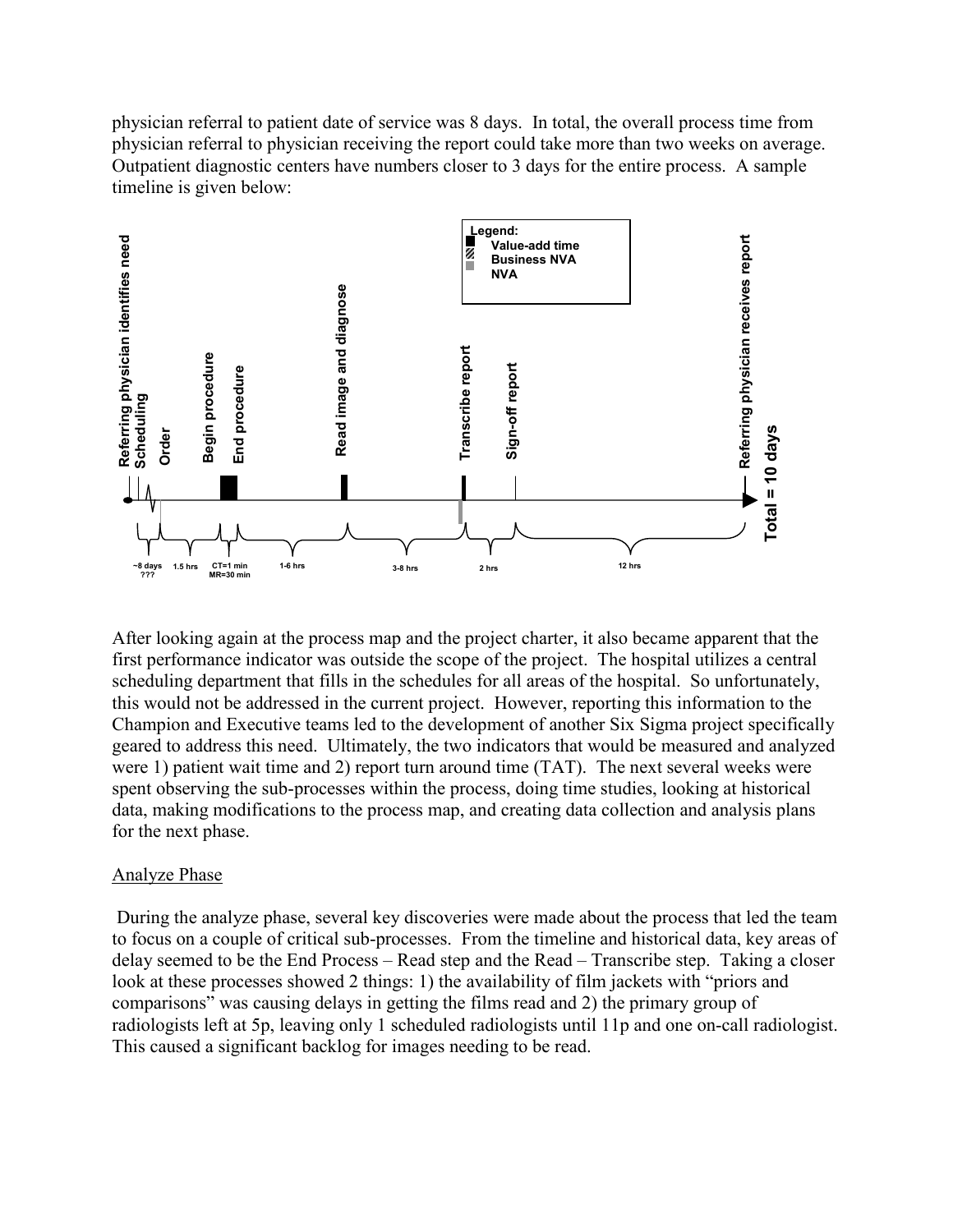physician referral to patient date of service was 8 days. In total, the overall process time from physician referral to physician receiving the report could take more than two weeks on average. Outpatient diagnostic centers have numbers closer to 3 days for the entire process. A sample timeline is given below:

Legend:
- Value-add time
- Business NVA
- NVA

Referring physician identifies need — Scheduling — Order — Begin procedure — End procedure — Read image and diagnose — Transcribe report — Sign-off report — Referring physician receives report

~8 days ??? | 1.5 hrs | CT=1 min MR=30 min | 1-6 hrs | 3-8 hrs | 2 hrs | 12 hrs

**Total = 10 days**

After looking again at the process map and the project charter, it also became apparent that the first performance indicator was outside the scope of the project. The hospital utilizes a central scheduling department that fills in the schedules for all areas of the hospital. So unfortunately, this would not be addressed in the current project. However, reporting this information to the Champion and Executive teams led to the development of another Six Sigma project specifically geared to address this need. Ultimately, the two indicators that would be measured and analyzed were 1) patient wait time and 2) report turn around time (TAT). The next several weeks were spent observing the sub-processes within the process, doing time studies, looking at historical data, making modifications to the process map, and creating data collection and analysis plans for the next phase.

## Analyze Phase

During the analyze phase, several key discoveries were made about the process that led the team to focus on a couple of critical sub-processes. From the timeline and historical data, key areas of delay seemed to be the End Process – Read step and the Read – Transcribe step. Taking a closer look at these processes showed 2 things: 1) the availability of film jackets with "priors and comparisons" was causing delays in getting the films read and 2) the primary group of radiologists left at 5p, leaving only 1 scheduled radiologists until 11p and one on-call radiologist. This caused a significant backlog for images needing to be read.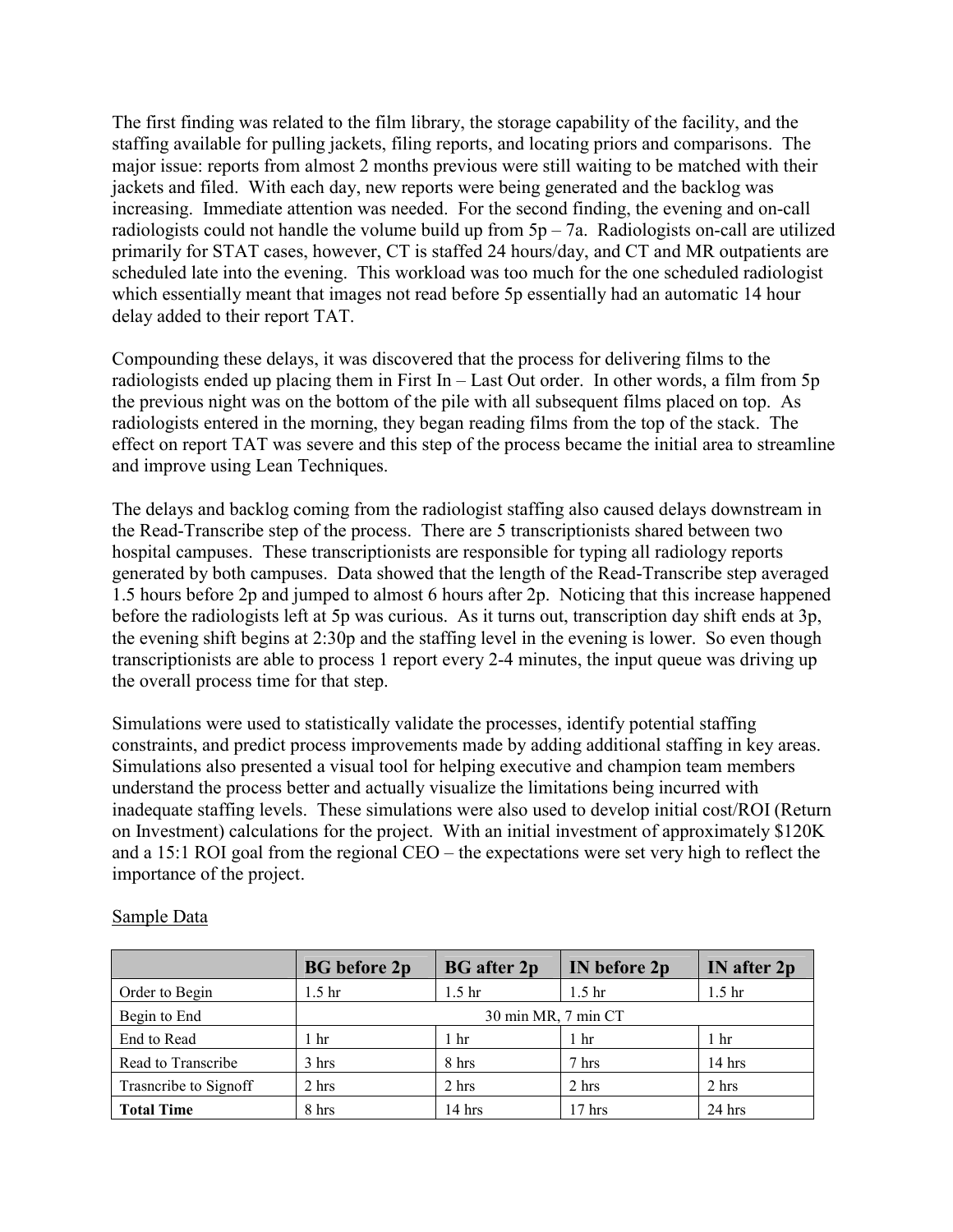The first finding was related to the film library, the storage capability of the facility, and the staffing available for pulling jackets, filing reports, and locating priors and comparisons. The major issue: reports from almost 2 months previous were still waiting to be matched with their jackets and filed. With each day, new reports were being generated and the backlog was increasing. Immediate attention was needed. For the second finding, the evening and on-call radiologists could not handle the volume build up from 5p – 7a. Radiologists on-call are utilized primarily for STAT cases, however, CT is staffed 24 hours/day, and CT and MR outpatients are scheduled late into the evening. This workload was too much for the one scheduled radiologist which essentially meant that images not read before 5p essentially had an automatic 14 hour delay added to their report TAT.

Compounding these delays, it was discovered that the process for delivering films to the radiologists ended up placing them in First In – Last Out order. In other words, a film from 5p the previous night was on the bottom of the pile with all subsequent films placed on top. As radiologists entered in the morning, they began reading films from the top of the stack. The effect on report TAT was severe and this step of the process became the initial area to streamline and improve using Lean Techniques.

The delays and backlog coming from the radiologist staffing also caused delays downstream in the Read-Transcribe step of the process. There are 5 transcriptionists shared between two hospital campuses. These transcriptionists are responsible for typing all radiology reports generated by both campuses. Data showed that the length of the Read-Transcribe step averaged 1.5 hours before 2p and jumped to almost 6 hours after 2p. Noticing that this increase happened before the radiologists left at 5p was curious. As it turns out, transcription day shift ends at 3p, the evening shift begins at 2:30p and the staffing level in the evening is lower. So even though transcriptionists are able to process 1 report every 2-4 minutes, the input queue was driving up the overall process time for that step.

Simulations were used to statistically validate the processes, identify potential staffing constraints, and predict process improvements made by adding additional staffing in key areas. Simulations also presented a visual tool for helping executive and champion team members understand the process better and actually visualize the limitations being incurred with inadequate staffing levels. These simulations were also used to develop initial cost/ROI (Return on Investment) calculations for the project. With an initial investment of approximately $120K and a 15:1 ROI goal from the regional CEO – the expectations were set very high to reflect the importance of the project.

<u>Sample Data</u>

| | **BG before 2p** | **BG after 2p** | **IN before 2p** | **IN after 2p** |
|---|---|---|---|---|
| Order to Begin | 1.5 hr | 1.5 hr | 1.5 hr | 1.5 hr |
| Begin to End | 30 min MR, 7 min CT | | | |
| End to Read | 1 hr | 1 hr | 1 hr | 1 hr |
| Read to Transcribe | 3 hrs | 8 hrs | 7 hrs | 14 hrs |
| Trasncribe to Signoff | 2 hrs | 2 hrs | 2 hrs | 2 hrs |
| **Total Time** | 8 hrs | 14 hrs | 17 hrs | 24 hrs |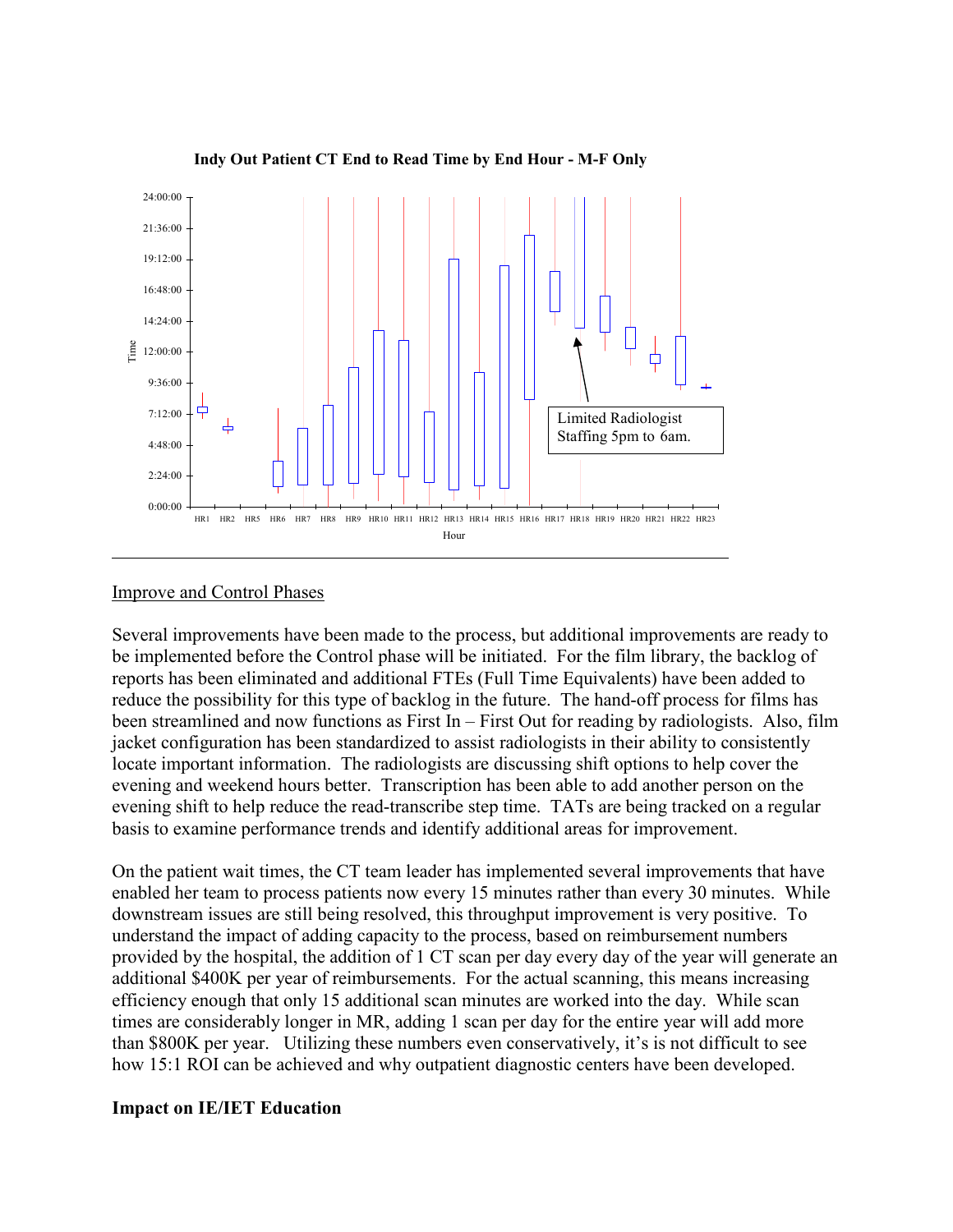**Indy Out Patient CT End to Read Time by End Hour - M-F Only**

Limited Radiologist Staffing 5pm to 6am.

Improve and Control Phases

Several improvements have been made to the process, but additional improvements are ready to be implemented before the Control phase will be initiated. For the film library, the backlog of reports has been eliminated and additional FTEs (Full Time Equivalents) have been added to reduce the possibility for this type of backlog in the future. The hand-off process for films has been streamlined and now functions as First In – First Out for reading by radiologists. Also, film jacket configuration has been standardized to assist radiologists in their ability to consistently locate important information. The radiologists are discussing shift options to help cover the evening and weekend hours better. Transcription has been able to add another person on the evening shift to help reduce the read-transcribe step time. TATs are being tracked on a regular basis to examine performance trends and identify additional areas for improvement.

On the patient wait times, the CT team leader has implemented several improvements that have enabled her team to process patients now every 15 minutes rather than every 30 minutes. While downstream issues are still being resolved, this throughput improvement is very positive. To understand the impact of adding capacity to the process, based on reimbursement numbers provided by the hospital, the addition of 1 CT scan per day every day of the year will generate an additional $400K per year of reimbursements. For the actual scanning, this means increasing efficiency enough that only 15 additional scan minutes are worked into the day. While scan times are considerably longer in MR, adding 1 scan per day for the entire year will add more than $800K per year. Utilizing these numbers even conservatively, it's is not difficult to see how 15:1 ROI can be achieved and why outpatient diagnostic centers have been developed.

**Impact on IE/IET Education**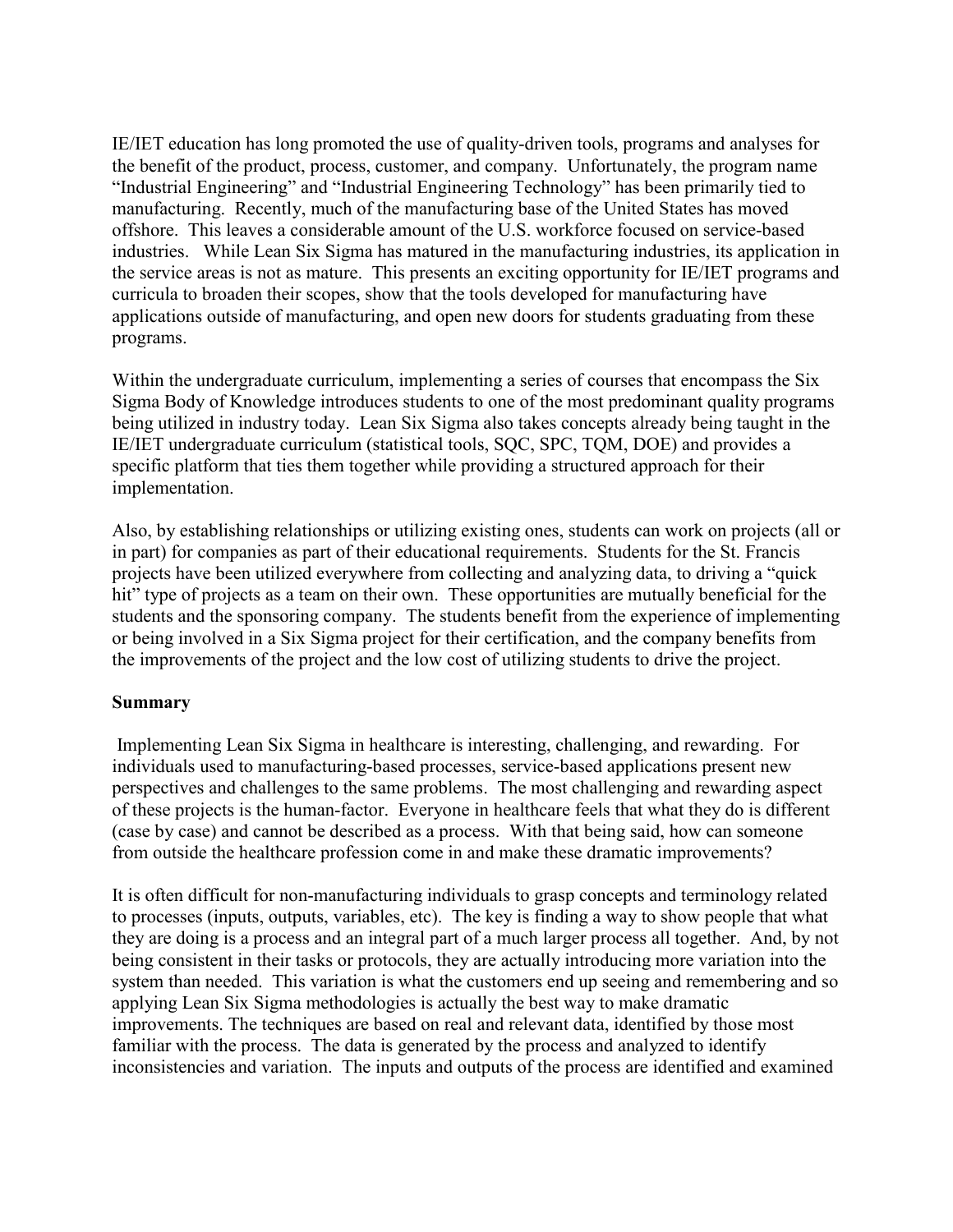IE/IET education has long promoted the use of quality-driven tools, programs and analyses for the benefit of the product, process, customer, and company. Unfortunately, the program name "Industrial Engineering" and "Industrial Engineering Technology" has been primarily tied to manufacturing. Recently, much of the manufacturing base of the United States has moved offshore. This leaves a considerable amount of the U.S. workforce focused on service-based industries. While Lean Six Sigma has matured in the manufacturing industries, its application in the service areas is not as mature. This presents an exciting opportunity for IE/IET programs and curricula to broaden their scopes, show that the tools developed for manufacturing have applications outside of manufacturing, and open new doors for students graduating from these programs.

Within the undergraduate curriculum, implementing a series of courses that encompass the Six Sigma Body of Knowledge introduces students to one of the most predominant quality programs being utilized in industry today. Lean Six Sigma also takes concepts already being taught in the IE/IET undergraduate curriculum (statistical tools, SQC, SPC, TQM, DOE) and provides a specific platform that ties them together while providing a structured approach for their implementation.

Also, by establishing relationships or utilizing existing ones, students can work on projects (all or in part) for companies as part of their educational requirements. Students for the St. Francis projects have been utilized everywhere from collecting and analyzing data, to driving a "quick hit" type of projects as a team on their own. These opportunities are mutually beneficial for the students and the sponsoring company. The students benefit from the experience of implementing or being involved in a Six Sigma project for their certification, and the company benefits from the improvements of the project and the low cost of utilizing students to drive the project.

**Summary**

Implementing Lean Six Sigma in healthcare is interesting, challenging, and rewarding. For individuals used to manufacturing-based processes, service-based applications present new perspectives and challenges to the same problems. The most challenging and rewarding aspect of these projects is the human-factor. Everyone in healthcare feels that what they do is different (case by case) and cannot be described as a process. With that being said, how can someone from outside the healthcare profession come in and make these dramatic improvements?

It is often difficult for non-manufacturing individuals to grasp concepts and terminology related to processes (inputs, outputs, variables, etc). The key is finding a way to show people that what they are doing is a process and an integral part of a much larger process all together. And, by not being consistent in their tasks or protocols, they are actually introducing more variation into the system than needed. This variation is what the customers end up seeing and remembering and so applying Lean Six Sigma methodologies is actually the best way to make dramatic improvements. The techniques are based on real and relevant data, identified by those most familiar with the process. The data is generated by the process and analyzed to identify inconsistencies and variation. The inputs and outputs of the process are identified and examined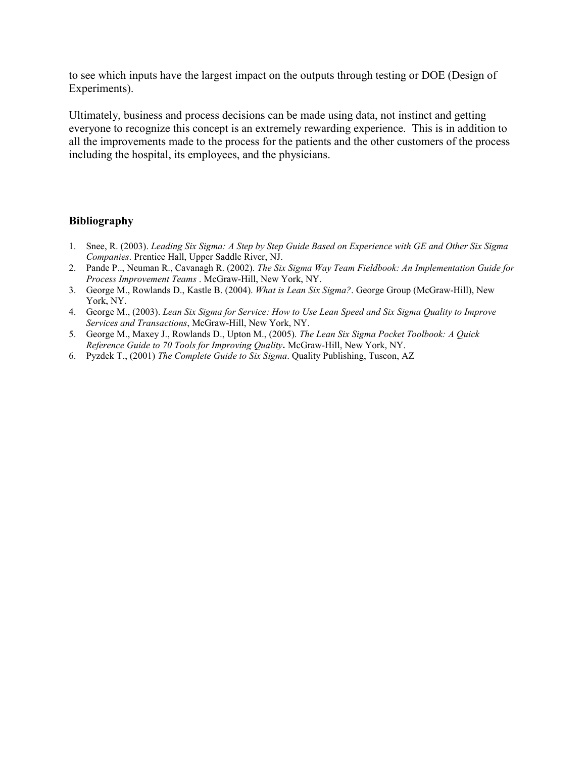to see which inputs have the largest impact on the outputs through testing or DOE (Design of Experiments).

Ultimately, business and process decisions can be made using data, not instinct and getting everyone to recognize this concept is an extremely rewarding experience. This is in addition to all the improvements made to the process for the patients and the other customers of the process including the hospital, its employees, and the physicians.

## Bibliography

1. Snee, R. (2003). *Leading Six Sigma: A Step by Step Guide Based on Experience with GE and Other Six Sigma Companies*. Prentice Hall, Upper Saddle River, NJ.
2. Pande P.., Neuman R., Cavanagh R. (2002). *The Six Sigma Way Team Fieldbook: An Implementation Guide for Process Improvement Teams* . McGraw-Hill, New York, NY.
3. George M., Rowlands D., Kastle B. (2004). *What is Lean Six Sigma?*. George Group (McGraw-Hill), New York, NY.
4. George M., (2003). *Lean Six Sigma for Service: How to Use Lean Speed and Six Sigma Quality to Improve Services and Transactions*, McGraw-Hill, New York, NY.
5. George M., Maxey J., Rowlands D., Upton M., (2005). *The Lean Six Sigma Pocket Toolbook: A Quick Reference Guide to 70 Tools for Improving Quality*. McGraw-Hill, New York, NY.
6. Pyzdek T., (2001) *The Complete Guide to Six Sigma*. Quality Publishing, Tuscon, AZ